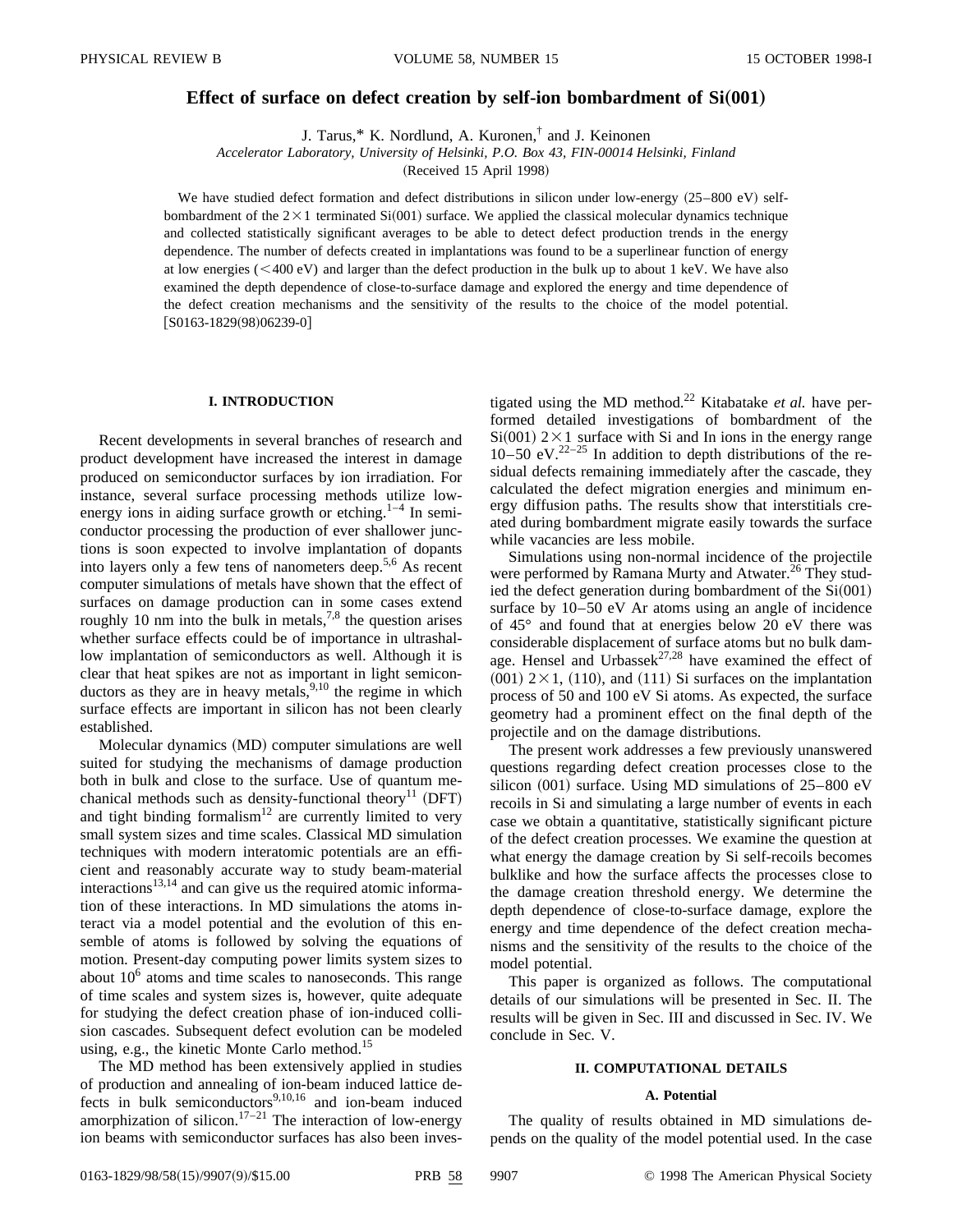# Effect of surface on defect creation by self-ion bombardment of Si(001)

J. Tarus,* K. Nordlund, A. Kuronen,[†] and J. Keinonen

*Accelerator Laboratory, University of Helsinki, P.O. Box 43, FIN-00014 Helsinki, Finland*

(Received 15 April 1998)

We have studied defect formation and defect distributions in silicon under low-energy (25–800 eV) self-bombardment of the $2\times1$ terminated Si(001) surface. We applied the classical molecular dynamics technique and collected statistically significant averages to be able to detect defect production trends in the energy dependence. The number of defects created in implantations was found to be a superlinear function of energy at low energies (<400 eV) and larger than the defect production in the bulk up to about 1 keV. We have also examined the depth dependence of close-to-surface damage and explored the energy and time dependence of the defect creation mechanisms and the sensitivity of the results to the choice of the model potential. [S0163-1829(98)06239-0]

## I. INTRODUCTION

Recent developments in several branches of research and product development have increased the interest in damage produced on semiconductor surfaces by ion irradiation. For instance, several surface processing methods utilize low-energy ions in aiding surface growth or etching.[1–4] In semiconductor processing the production of ever shallower junctions is soon expected to involve implantation of dopants into layers only a few tens of nanometers deep.[5,6] As recent computer simulations of metals have shown that the effect of surfaces on damage production can in some cases extend roughly 10 nm into the bulk in metals,[7,8] the question arises whether surface effects could be of importance in ultrashallow implantation of semiconductors as well. Although it is clear that heat spikes are not as important in light semiconductors as they are in heavy metals,[9,10] the regime in which surface effects are important in silicon has not been clearly established.

Molecular dynamics (MD) computer simulations are well suited for studying the mechanisms of damage production both in bulk and close to the surface. Use of quantum mechanical methods such as density-functional theory[11] (DFT) and tight binding formalism[12] are currently limited to very small system sizes and time scales. Classical MD simulation techniques with modern interatomic potentials are an efficient and reasonably accurate way to study beam-material interactions[13,14] and can give us the required atomic information of these interactions. In MD simulations the atoms interact via a model potential and the evolution of this ensemble of atoms is followed by solving the equations of motion. Present-day computing power limits system sizes to about $10^6$ atoms and time scales to nanoseconds. This range of time scales and system sizes is, however, quite adequate for studying the defect creation phase of ion-induced collision cascades. Subsequent defect evolution can be modeled using, e.g., the kinetic Monte Carlo method.[15]

The MD method has been extensively applied in studies of production and annealing of ion-beam induced lattice defects in bulk semiconductors[9,10,16] and ion-beam induced amorphization of silicon.[17–21] The interaction of low-energy ion beams with semiconductor surfaces has also been investigated using the MD method.[22] Kitabatake *et al.* have performed detailed investigations of bombardment of the Si(001) $2\times1$ surface with Si and In ions in the energy range 10–50 eV.[22–25] In addition to depth distributions of the residual defects remaining immediately after the cascade, they calculated the defect migration energies and minimum energy diffusion paths. The results show that interstitials created during bombardment migrate easily towards the surface while vacancies are less mobile.

Simulations using non-normal incidence of the projectile were performed by Ramana Murty and Atwater.[26] They studied the defect generation during bombardment of the Si(001) surface by 10–50 eV Ar atoms using an angle of incidence of 45° and found that at energies below 20 eV there was considerable displacement of surface atoms but no bulk damage. Hensel and Urbassek[27,28] have examined the effect of (001) $2\times1$, (110), and (111) Si surfaces on the implantation process of 50 and 100 eV Si atoms. As expected, the surface geometry had a prominent effect on the final depth of the projectile and on the damage distributions.

The present work addresses a few previously unanswered questions regarding defect creation processes close to the silicon (001) surface. Using MD simulations of 25–800 eV recoils in Si and simulating a large number of events in each case we obtain a quantitative, statistically significant picture of the defect creation processes. We examine the question at what energy the damage creation by Si self-recoils becomes bulklike and how the surface affects the processes close to the damage creation threshold energy. We determine the depth dependence of close-to-surface damage, explore the energy and time dependence of the defect creation mechanisms and the sensitivity of the results to the choice of the model potential.

This paper is organized as follows. The computational details of our simulations will be presented in Sec. II. The results will be given in Sec. III and discussed in Sec. IV. We conclude in Sec. V.

## II. COMPUTATIONAL DETAILS

### A. Potential

The quality of results obtained in MD simulations depends on the quality of the model potential used. In the case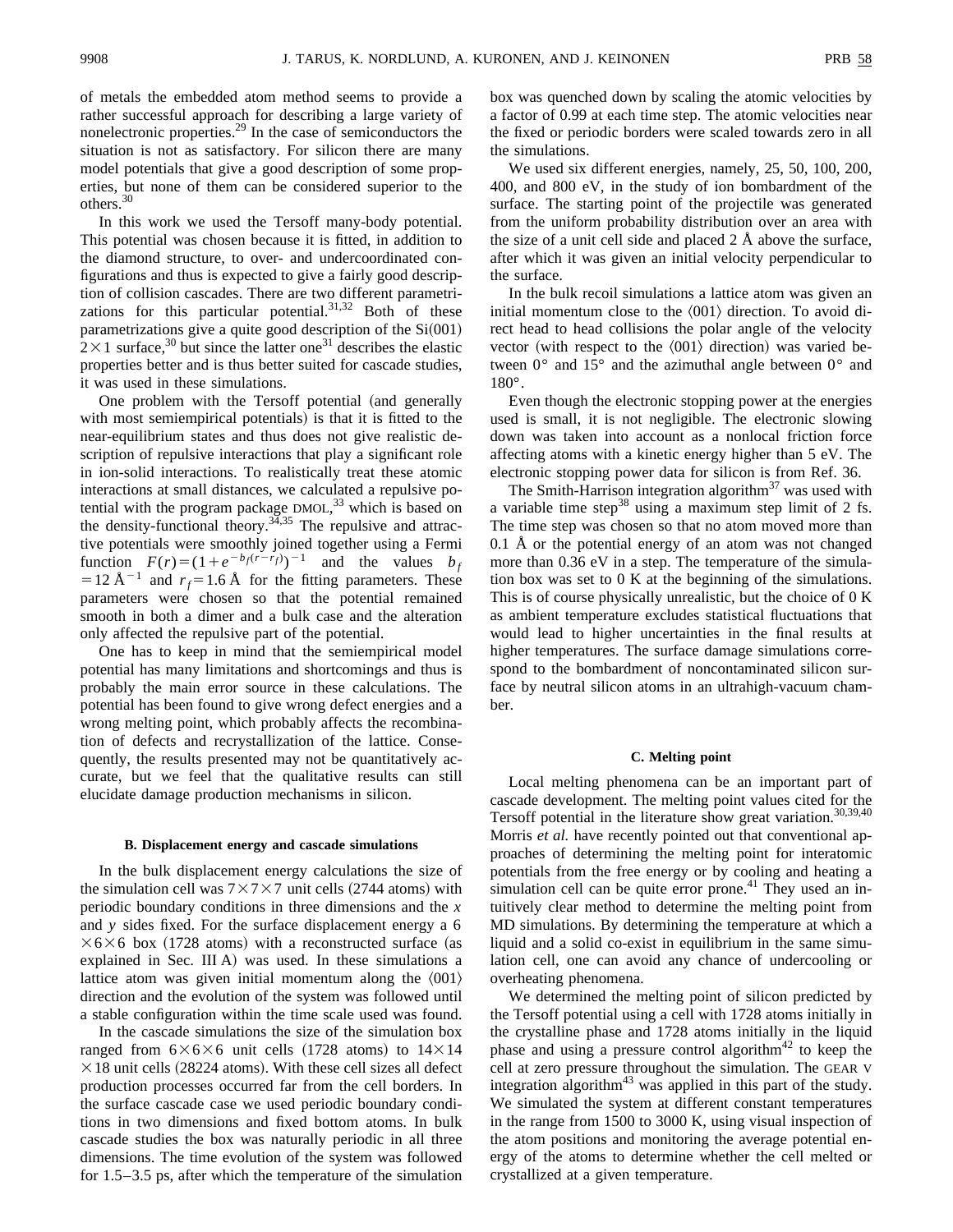of metals the embedded atom method seems to provide a rather successful approach for describing a large variety of nonelectronic properties.[29] In the case of semiconductors the situation is not as satisfactory. For silicon there are many model potentials that give a good description of some properties, but none of them can be considered superior to the others.[30]

In this work we used the Tersoff many-body potential. This potential was chosen because it is fitted, in addition to the diamond structure, to over- and undercoordinated configurations and thus is expected to give a fairly good description of collision cascades. There are two different parametrizations for this particular potential.[31,32] Both of these parametrizations give a quite good description of the Si(001) $2\times1$ surface,[30] but since the latter one[31] describes the elastic properties better and is thus better suited for cascade studies, it was used in these simulations.

One problem with the Tersoff potential (and generally with most semiempirical potentials) is that it is fitted to the near-equilibrium states and thus does not give realistic description of repulsive interactions that play a significant role in ion-solid interactions. To realistically treat these atomic interactions at small distances, we calculated a repulsive potential with the program package DMOL,[33] which is based on the density-functional theory.[34,35] The repulsive and attractive potentials were smoothly joined together using a Fermi function $F(r)=(1+e^{-b_f(r-r_f)})^{-1}$ and the values $b_f = 12$ Å$^{-1}$ and $r_f=1.6$ Å for the fitting parameters. These parameters were chosen so that the potential remained smooth in both a dimer and a bulk case and the alteration only affected the repulsive part of the potential.

One has to keep in mind that the semiempirical model potential has many limitations and shortcomings and thus is probably the main error source in these calculations. The potential has been found to give wrong defect energies and a wrong melting point, which probably affects the recombination of defects and recrystallization of the lattice. Consequently, the results presented may not be quantitatively accurate, but we feel that the qualitative results can still elucidate damage production mechanisms in silicon.

### B. Displacement energy and cascade simulations

In the bulk displacement energy calculations the size of the simulation cell was $7\times7\times7$ unit cells (2744 atoms) with periodic boundary conditions in three dimensions and the $x$ and $y$ sides fixed. For the surface displacement energy a $6\times6\times6$ box (1728 atoms) with a reconstructed surface (as explained in Sec. III A) was used. In these simulations a lattice atom was given initial momentum along the $\langle 001\rangle$ direction and the evolution of the system was followed until a stable configuration within the time scale used was found.

In the cascade simulations the size of the simulation box ranged from $6\times6\times6$ unit cells (1728 atoms) to $14\times14\times18$ unit cells (28224 atoms). With these cell sizes all defect production processes occurred far from the cell borders. In the surface cascade case we used periodic boundary conditions in two dimensions and fixed bottom atoms. In bulk cascade studies the box was naturally periodic in all three dimensions. The time evolution of the system was followed for 1.5–3.5 ps, after which the temperature of the simulation box was quenched down by scaling the atomic velocities by a factor of 0.99 at each time step. The atomic velocities near the fixed or periodic borders were scaled towards zero in all the simulations.

We used six different energies, namely, 25, 50, 100, 200, 400, and 800 eV, in the study of ion bombardment of the surface. The starting point of the projectile was generated from the uniform probability distribution over an area with the size of a unit cell side and placed 2 Å above the surface, after which it was given an initial velocity perpendicular to the surface.

In the bulk recoil simulations a lattice atom was given an initial momentum close to the $\langle 001\rangle$ direction. To avoid direct head to head collisions the polar angle of the velocity vector (with respect to the $\langle 001\rangle$ direction) was varied between 0° and 15° and the azimuthal angle between 0° and 180°.

Even though the electronic stopping power at the energies used is small, it is not negligible. The electronic slowing down was taken into account as a nonlocal friction force affecting atoms with a kinetic energy higher than 5 eV. The electronic stopping power data for silicon is from Ref. 36.

The Smith-Harrison integration algorithm[37] was used with a variable time step[38] using a maximum step limit of 2 fs. The time step was chosen so that no atom moved more than 0.1 Å or the potential energy of an atom was not changed more than 0.36 eV in a step. The temperature of the simulation box was set to 0 K at the beginning of the simulations. This is of course physically unrealistic, but the choice of 0 K as ambient temperature excludes statistical fluctuations that would lead to higher uncertainties in the final results at higher temperatures. The surface damage simulations correspond to the bombardment of noncontaminated silicon surface by neutral silicon atoms in an ultrahigh-vacuum chamber.

### C. Melting point

Local melting phenomena can be an important part of cascade development. The melting point values cited for the Tersoff potential in the literature show great variation.[30,39,40] Morris *et al.* have recently pointed out that conventional approaches of determining the melting point for interatomic potentials from the free energy or by cooling and heating a simulation cell can be quite error prone.[41] They used an intuitively clear method to determine the melting point from MD simulations. By determining the temperature at which a liquid and a solid co-exist in equilibrium in the same simulation cell, one can avoid any chance of undercooling or overheating phenomena.

We determined the melting point of silicon predicted by the Tersoff potential using a cell with 1728 atoms initially in the crystalline phase and 1728 atoms initially in the liquid phase and using a pressure control algorithm[42] to keep the cell at zero pressure throughout the simulation. The GEAR V integration algorithm[43] was applied in this part of the study. We simulated the system at different constant temperatures in the range from 1500 to 3000 K, using visual inspection of the atom positions and monitoring the average potential energy of the atoms to determine whether the cell melted or crystallized at a given temperature.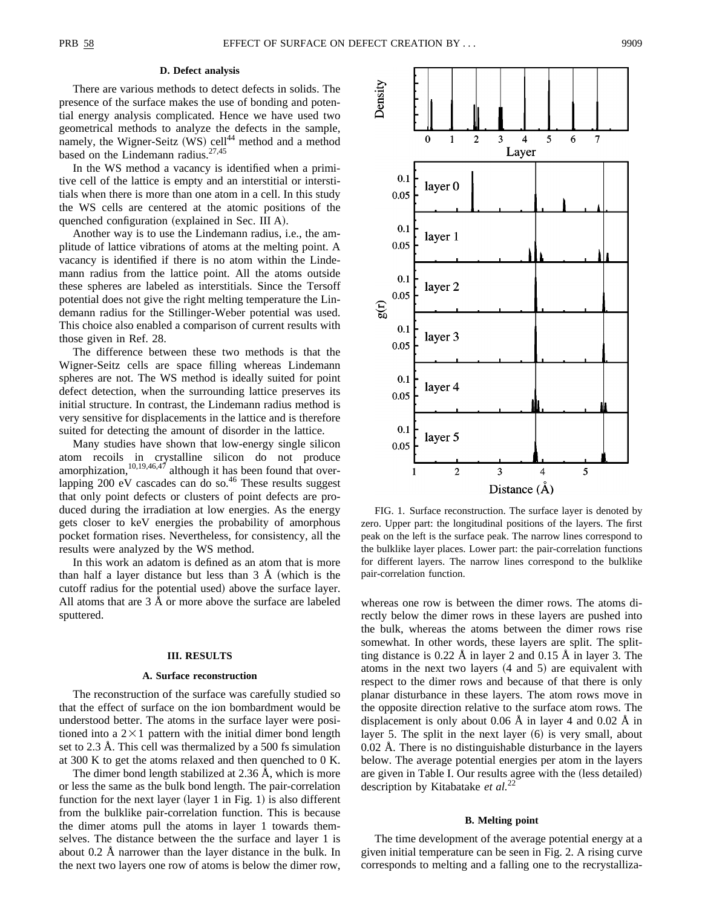### D. Defect analysis

There are various methods to detect defects in solids. The presence of the surface makes the use of bonding and potential energy analysis complicated. Hence we have used two geometrical methods to analyze the defects in the sample, namely, the Wigner-Seitz (WS) cell[44] method and a method based on the Lindemann radius.[27,45]

In the WS method a vacancy is identified when a primitive cell of the lattice is empty and an interstitial or interstitials when there is more than one atom in a cell. In this study the WS cells are centered at the atomic positions of the quenched configuration (explained in Sec. III A).

Another way is to use the Lindemann radius, i.e., the amplitude of lattice vibrations of atoms at the melting point. A vacancy is identified if there is no atom within the Lindemann radius from the lattice point. All the atoms outside these spheres are labeled as interstitials. Since the Tersoff potential does not give the right melting temperature the Lindemann radius for the Stillinger-Weber potential was used. This choice also enabled a comparison of current results with those given in Ref. 28.

The difference between these two methods is that the Wigner-Seitz cells are space filling whereas Lindemann spheres are not. The WS method is ideally suited for point defect detection, when the surrounding lattice preserves its initial structure. In contrast, the Lindemann radius method is very sensitive for displacements in the lattice and is therefore suited for detecting the amount of disorder in the lattice.

Many studies have shown that low-energy single silicon atom recoils in crystalline silicon do not produce amorphization,[10,19,46,47] although it has been found that overlapping 200 eV cascades can do so.[46] These results suggest that only point defects or clusters of point defects are produced during the irradiation at low energies. As the energy gets closer to keV energies the probability of amorphous pocket formation rises. Nevertheless, for consistency, all the results were analyzed by the WS method.

In this work an adatom is defined as an atom that is more than half a layer distance but less than 3 Å (which is the cutoff radius for the potential used) above the surface layer. All atoms that are 3 Å or more above the surface are labeled sputtered.

## III. RESULTS

### A. Surface reconstruction

The reconstruction of the surface was carefully studied so that the effect of surface on the ion bombardment would be understood better. The atoms in the surface layer were positioned into a $2\times1$ pattern with the initial dimer bond length set to 2.3 Å. This cell was thermalized by a 500 fs simulation at 300 K to get the atoms relaxed and then quenched to 0 K.

The dimer bond length stabilized at 2.36 Å, which is more or less the same as the bulk bond length. The pair-correlation function for the next layer (layer 1 in Fig. 1) is also different from the bulklike pair-correlation function. This is because the dimer atoms pull the atoms in layer 1 towards themselves. The distance between the the surface and layer 1 is about 0.2 Å narrower than the layer distance in the bulk. In the next two layers one row of atoms is below the dimer row, whereas one row is between the dimer rows. The atoms directly below the dimer rows in these layers are pushed into the bulk, whereas the atoms between the dimer rows rise somewhat. In other words, these layers are split. The splitting distance is 0.22 Å in layer 2 and 0.15 Å in layer 3. The atoms in the next two layers (4 and 5) are equivalent with respect to the dimer rows and because of that there is only planar disturbance in these layers. The atom rows move in the opposite direction relative to the surface atom rows. The displacement is only about 0.06 Å in layer 4 and 0.02 Å in layer 5. The split in the next layer (6) is very small, about 0.02 Å. There is no distinguishable disturbance in the layers below. The average potential energies per atom in the layers are given in Table I. Our results agree with the (less detailed) description by Kitabatake *et al.*[22]

Density

0 1 2 3 4 5 6 7

Layer

g(r)

layer 0

layer 1

layer 2

layer 3

layer 4

layer 5

0.1

0.05

1 2 3 4 5

Distance (Å)

FIG. 1. Surface reconstruction. The surface layer is denoted by zero. Upper part: the longitudinal positions of the layers. The first peak on the left is the surface peak. The narrow lines correspond to the bulklike layer places. Lower part: the pair-correlation functions for different layers. The narrow lines correspond to the bulklike pair-correlation function.

### B. Melting point

The time development of the average potential energy at a given initial temperature can be seen in Fig. 2. A rising curve corresponds to melting and a falling one to the recrystalliza-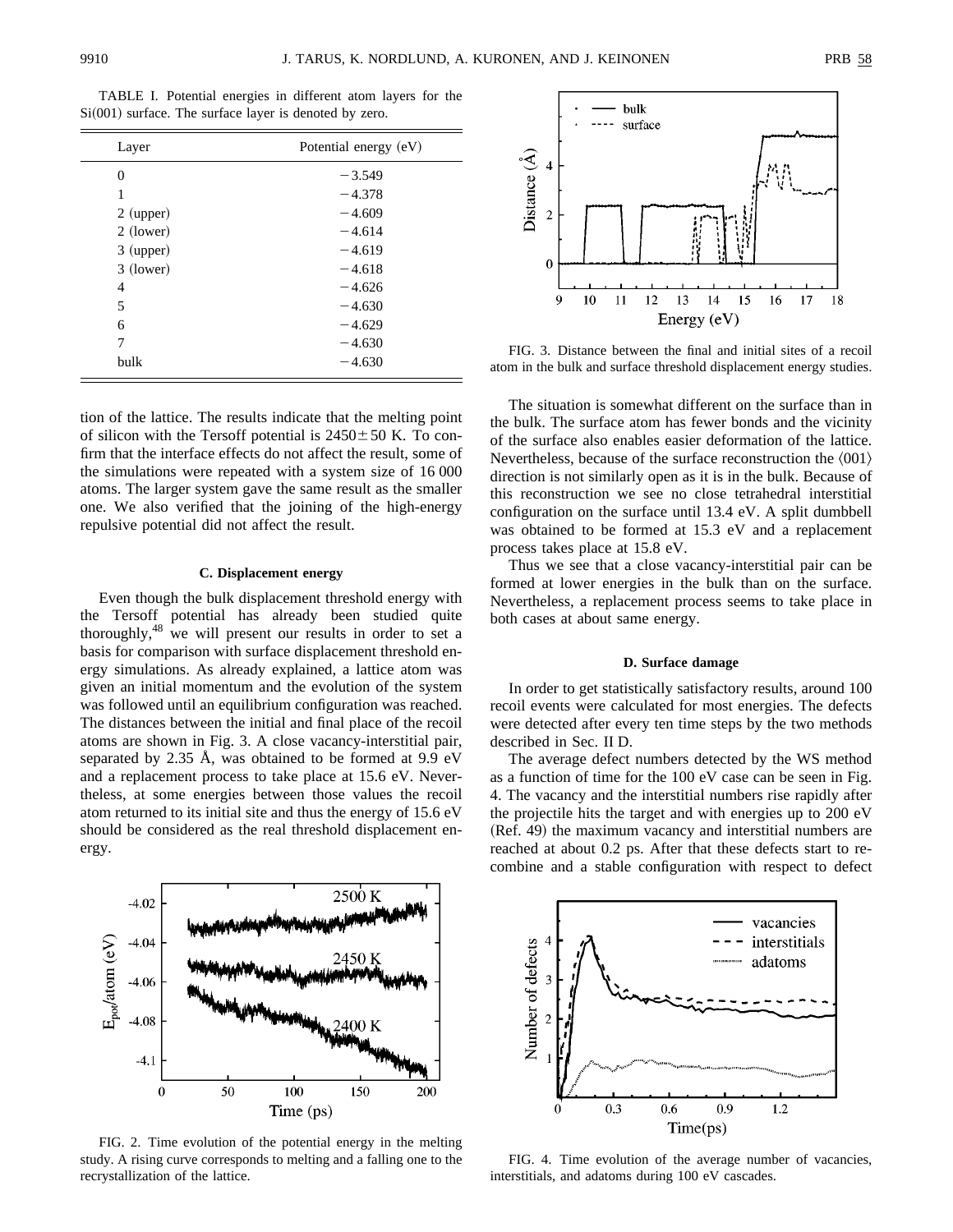TABLE I. Potential energies in different atom layers for the Si(001) surface. The surface layer is denoted by zero.

| Layer | Potential energy (eV) |
|---|---|
| 0 | −3.549 |
| 1 | −4.378 |
| 2 (upper) | −4.609 |
| 2 (lower) | −4.614 |
| 3 (upper) | −4.619 |
| 3 (lower) | −4.618 |
| 4 | −4.626 |
| 5 | −4.630 |
| 6 | −4.629 |
| 7 | −4.630 |
| bulk | −4.630 |

tion of the lattice. The results indicate that the melting point of silicon with the Tersoff potential is 2450±50 K. To confirm that the interface effects do not affect the result, some of the simulations were repeated with a system size of 16 000 atoms. The larger system gave the same result as the smaller one. We also verified that the joining of the high-energy repulsive potential did not affect the result.

### C. Displacement energy

Even though the bulk displacement threshold energy with the Tersoff potential has already been studied quite thoroughly,[48] we will present our results in order to set a basis for comparison with surface displacement threshold energy simulations. As already explained, a lattice atom was given an initial momentum and the evolution of the system was followed until an equilibrium configuration was reached. The distances between the initial and final place of the recoil atoms are shown in Fig. 3. A close vacancy-interstitial pair, separated by 2.35 Å, was obtained to be formed at 9.9 eV and a replacement process to take place at 15.6 eV. Nevertheless, at some energies between those values the recoil atom returned to its initial site and thus the energy of 15.6 eV should be considered as the real threshold displacement energy.

FIG. 2. Time evolution of the potential energy in the melting study. A rising curve corresponds to melting and a falling one to the recrystallization of the lattice.

FIG. 3. Distance between the final and initial sites of a recoil atom in the bulk and surface threshold displacement energy studies.

The situation is somewhat different on the surface than in the bulk. The surface atom has fewer bonds and the vicinity of the surface also enables easier deformation of the lattice. Nevertheless, because of the surface reconstruction the ⟨001⟩ direction is not similarly open as it is in the bulk. Because of this reconstruction we see no close tetrahedral interstitial configuration on the surface until 13.4 eV. A split dumbbell was obtained to be formed at 15.3 eV and a replacement process takes place at 15.8 eV.

Thus we see that a close vacancy-interstitial pair can be formed at lower energies in the bulk than on the surface. Nevertheless, a replacement process seems to take place in both cases at about same energy.

### D. Surface damage

In order to get statistically satisfactory results, around 100 recoil events were calculated for most energies. The defects were detected after every ten time steps by the two methods described in Sec. II D.

The average defect numbers detected by the WS method as a function of time for the 100 eV case can be seen in Fig. 4. The vacancy and the interstitial numbers rise rapidly after the projectile hits the target and with energies up to 200 eV (Ref. 49) the maximum vacancy and interstitial numbers are reached at about 0.2 ps. After that these defects start to recombine and a stable configuration with respect to defect

FIG. 4. Time evolution of the average number of vacancies, interstitials, and adatoms during 100 eV cascades.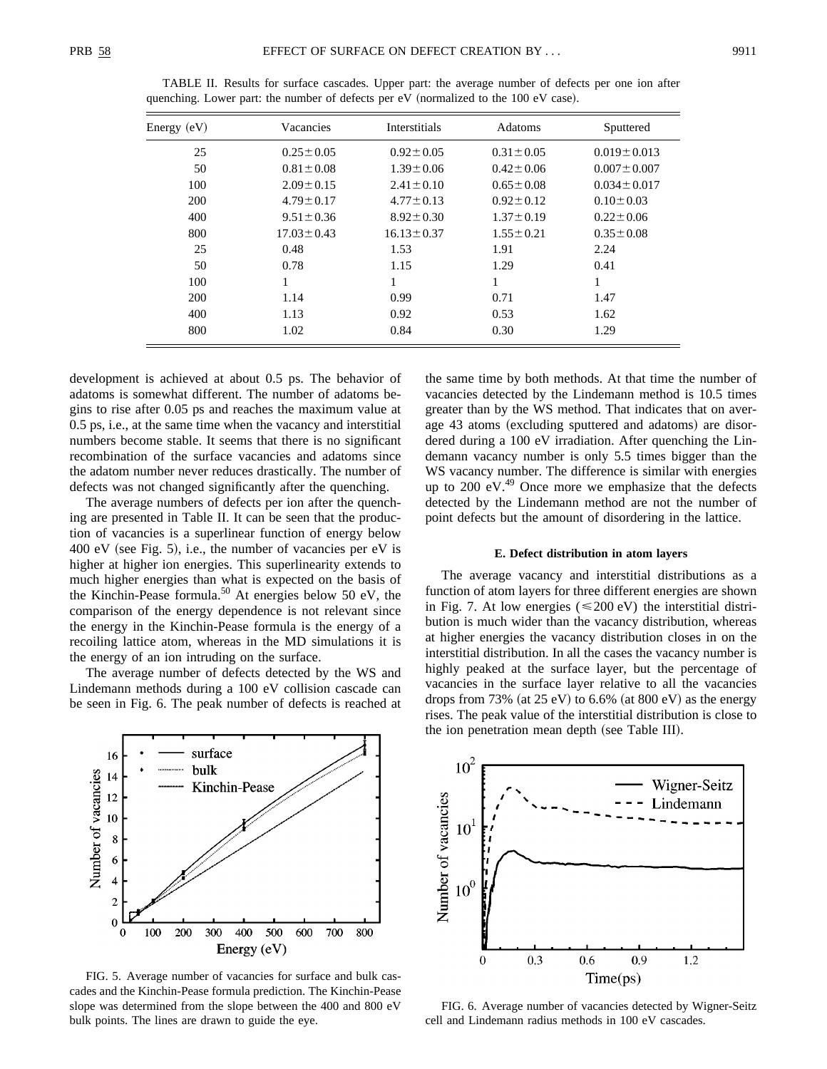TABLE II. Results for surface cascades. Upper part: the average number of defects per one ion after quenching. Lower part: the number of defects per eV (normalized to the 100 eV case).

| Energy (eV) | Vacancies | Interstitials | Adatoms | Sputtered |
|---|---|---|---|---|
| 25 | $0.25\pm0.05$ | $0.92\pm0.05$ | $0.31\pm0.05$ | $0.019\pm0.013$ |
| 50 | $0.81\pm0.08$ | $1.39\pm0.06$ | $0.42\pm0.06$ | $0.007\pm0.007$ |
| 100 | $2.09\pm0.15$ | $2.41\pm0.10$ | $0.65\pm0.08$ | $0.034\pm0.017$ |
| 200 | $4.79\pm0.17$ | $4.77\pm0.13$ | $0.92\pm0.12$ | $0.10\pm0.03$ |
| 400 | $9.51\pm0.36$ | $8.92\pm0.30$ | $1.37\pm0.19$ | $0.22\pm0.06$ |
| 800 | $17.03\pm0.43$ | $16.13\pm0.37$ | $1.55\pm0.21$ | $0.35\pm0.08$ |
| 25 | 0.48 | 1.53 | 1.91 | 2.24 |
| 50 | 0.78 | 1.15 | 1.29 | 0.41 |
| 100 | 1 | 1 | 1 | 1 |
| 200 | 1.14 | 0.99 | 0.71 | 1.47 |
| 400 | 1.13 | 0.92 | 0.53 | 1.62 |
| 800 | 1.02 | 0.84 | 0.30 | 1.29 |

development is achieved at about 0.5 ps. The behavior of adatoms is somewhat different. The number of adatoms begins to rise after 0.05 ps and reaches the maximum value at 0.5 ps, i.e., at the same time when the vacancy and interstitial numbers become stable. It seems that there is no significant recombination of the surface vacancies and adatoms since the adatom number never reduces drastically. The number of defects was not changed significantly after the quenching.

The average numbers of defects per ion after the quenching are presented in Table II. It can be seen that the production of vacancies is a superlinear function of energy below 400 eV (see Fig. 5), i.e., the number of vacancies per eV is higher at higher ion energies. This superlinearity extends to much higher energies than what is expected on the basis of the Kinchin-Pease formula.[50] At energies below 50 eV, the comparison of the energy dependence is not relevant since the energy in the Kinchin-Pease formula is the energy of a recoiling lattice atom, whereas in the MD simulations it is the energy of an ion intruding on the surface.

The average number of defects detected by the WS and Lindemann methods during a 100 eV collision cascade can be seen in Fig. 6. The peak number of defects is reached at the same time by both methods. At that time the number of vacancies detected by the Lindemann method is 10.5 times greater than by the WS method. That indicates that on average 43 atoms (excluding sputtered and adatoms) are disordered during a 100 eV irradiation. After quenching the Lindemann vacancy number is only 5.5 times bigger than the WS vacancy number. The difference is similar with energies up to 200 eV.[49] Once more we emphasize that the defects detected by the Lindemann method are not the number of point defects but the amount of disordering in the lattice.

FIG. 5. Average number of vacancies for surface and bulk cascades and the Kinchin-Pease formula prediction. The Kinchin-Pease slope was determined from the slope between the 400 and 800 eV bulk points. The lines are drawn to guide the eye.

#### E. Defect distribution in atom layers

The average vacancy and interstitial distributions as a function of atom layers for three different energies are shown in Fig. 7. At low energies ($\leq 200$ eV) the interstitial distribution is much wider than the vacancy distribution, whereas at higher energies the vacancy distribution closes in on the interstitial distribution. In all the cases the vacancy number is highly peaked at the surface layer, but the percentage of vacancies in the surface layer relative to all the vacancies drops from 73% (at 25 eV) to 6.6% (at 800 eV) as the energy rises. The peak value of the interstitial distribution is close to the ion penetration mean depth (see Table III).

FIG. 6. Average number of vacancies detected by Wigner-Seitz cell and Lindemann radius methods in 100 eV cascades.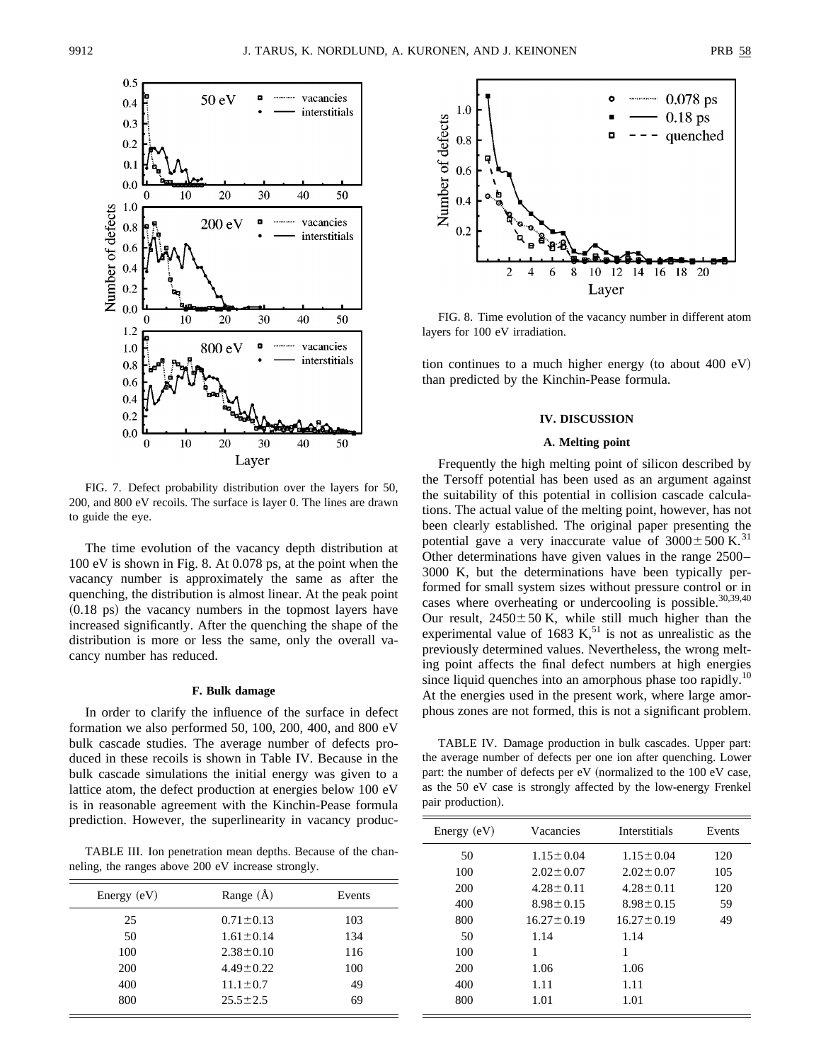FIG. 7. Defect probability distribution over the layers for 50, 200, and 800 eV recoils. The surface is layer 0. The lines are drawn to guide the eye.

The time evolution of the vacancy depth distribution at 100 eV is shown in Fig. 8. At 0.078 ps, at the point when the vacancy number is approximately the same as after the quenching, the distribution is almost linear. At the peak point (0.18 ps) the vacancy numbers in the topmost layers have increased significantly. After the quenching the shape of the distribution is more or less the same, only the overall vacancy number has reduced.

### F. Bulk damage

In order to clarify the influence of the surface in defect formation we also performed 50, 100, 200, 400, and 800 eV bulk cascade studies. The average number of defects produced in these recoils is shown in Table IV. Because in the bulk cascade simulations the initial energy was given to a lattice atom, the defect production at energies below 100 eV is in reasonable agreement with the Kinchin-Pease formula prediction. However, the superlinearity in vacancy production continues to a much higher energy (to about 400 eV) than predicted by the Kinchin-Pease formula.

TABLE III. Ion penetration mean depths. Because of the channeling, the ranges above 200 eV increase strongly.

| Energy (eV) | Range (Å) | Events |
|---|---|---|
| 25 | $0.71 \pm 0.13$ | 103 |
| 50 | $1.61 \pm 0.14$ | 134 |
| 100 | $2.38 \pm 0.10$ | 116 |
| 200 | $4.49 \pm 0.22$ | 100 |
| 400 | $11.1 \pm 0.7$ | 49 |
| 800 | $25.5 \pm 2.5$ | 69 |

FIG. 8. Time evolution of the vacancy number in different atom layers for 100 eV irradiation.

## IV. DISCUSSION

### A. Melting point

Frequently the high melting point of silicon described by the Tersoff potential has been used as an argument against the suitability of this potential in collision cascade calculations. The actual value of the melting point, however, has not been clearly established. The original paper presenting the potential gave a very inaccurate value of $3000 \pm 500$ K.[31] Other determinations have given values in the range 2500–3000 K, but the determinations have been typically performed for small system sizes without pressure control or in cases where overheating or undercooling is possible.[30,39,40] Our result, $2450 \pm 50$ K, while still much higher than the experimental value of 1683 K,[51] is not as unrealistic as the previously determined values. Nevertheless, the wrong melting point affects the final defect numbers at high energies since liquid quenches into an amorphous phase too rapidly.[10] At the energies used in the present work, where large amorphous zones are not formed, this is not a significant problem.

TABLE IV. Damage production in bulk cascades. Upper part: the average number of defects per one ion after quenching. Lower part: the number of defects per eV (normalized to the 100 eV case, as the 50 eV case is strongly affected by the low-energy Frenkel pair production).

| Energy (eV) | Vacancies | Interstitials | Events |
|---|---|---|---|
| 50 | $1.15 \pm 0.04$ | $1.15 \pm 0.04$ | 120 |
| 100 | $2.02 \pm 0.07$ | $2.02 \pm 0.07$ | 105 |
| 200 | $4.28 \pm 0.11$ | $4.28 \pm 0.11$ | 120 |
| 400 | $8.98 \pm 0.15$ | $8.98 \pm 0.15$ | 59 |
| 800 | $16.27 \pm 0.19$ | $16.27 \pm 0.19$ | 49 |
| 50 | 1.14 | 1.14 | |
| 100 | 1 | 1 | |
| 200 | 1.06 | 1.06 | |
| 400 | 1.11 | 1.11 | |
| 800 | 1.01 | 1.01 | |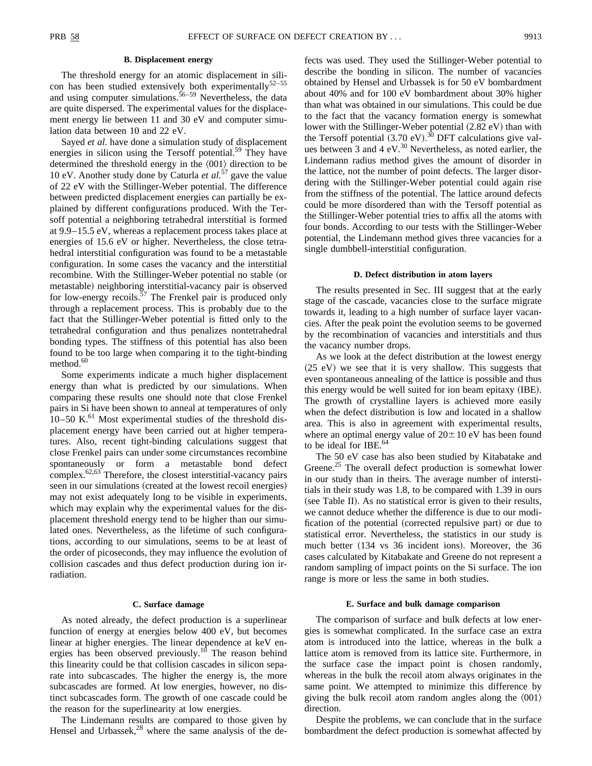### B. Displacement energy

The threshold energy for an atomic displacement in silicon has been studied extensively both experimentally[52–55] and using computer simulations.[56–59] Nevertheless, the data are quite dispersed. The experimental values for the displacement energy lie between 11 and 30 eV and computer simulation data between 10 and 22 eV.

Sayed *et al.* have done a simulation study of displacement energies in silicon using the Tersoff potential.[59] They have determined the threshold energy in the ⟨001⟩ direction to be 10 eV. Another study done by Caturla *et al.*[57] gave the value of 22 eV with the Stillinger-Weber potential. The difference between predicted displacement energies can partially be explained by different configurations produced. With the Tersoff potential a neighboring tetrahedral interstitial is formed at 9.9–15.5 eV, whereas a replacement process takes place at energies of 15.6 eV or higher. Nevertheless, the close tetrahedral interstitial configuration was found to be a metastable configuration. In some cases the vacancy and the interstitial recombine. With the Stillinger-Weber potential no stable (or metastable) neighboring interstitial-vacancy pair is observed for low-energy recoils.[57] The Frenkel pair is produced only through a replacement process. This is probably due to the fact that the Stillinger-Weber potential is fitted only to the tetrahedral configuration and thus penalizes nontetrahedral bonding types. The stiffness of this potential has also been found to be too large when comparing it to the tight-binding method.[60]

Some experiments indicate a much higher displacement energy than what is predicted by our simulations. When comparing these results one should note that close Frenkel pairs in Si have been shown to anneal at temperatures of only 10–50 K.[61] Most experimental studies of the threshold displacement energy have been carried out at higher temperatures. Also, recent tight-binding calculations suggest that close Frenkel pairs can under some circumstances recombine spontaneously or form a metastable bond defect complex.[62,63] Therefore, the closest interstitial-vacancy pairs seen in our simulations (created at the lowest recoil energies) may not exist adequately long to be visible in experiments, which may explain why the experimental values for the displacement threshold energy tend to be higher than our simulated ones. Nevertheless, as the lifetime of such configurations, according to our simulations, seems to be at least of the order of picoseconds, they may influence the evolution of collision cascades and thus defect production during ion irradiation.

### C. Surface damage

As noted already, the defect production is a superlinear function of energy at energies below 400 eV, but becomes linear at higher energies. The linear dependence at keV energies has been observed previously.[10] The reason behind this linearity could be that collision cascades in silicon separate into subcascades. The higher the energy is, the more subcascades are formed. At low energies, however, no distinct subcascades form. The growth of one cascade could be the reason for the superlinearity at low energies.

The Lindemann results are compared to those given by Hensel and Urbassek,[28] where the same analysis of the defects was used. They used the Stillinger-Weber potential to describe the bonding in silicon. The number of vacancies obtained by Hensel and Urbassek is for 50 eV bombardment about 40% and for 100 eV bombardment about 30% higher than what was obtained in our simulations. This could be due to the fact that the vacancy formation energy is somewhat lower with the Stillinger-Weber potential (2.82 eV) than with the Tersoff potential (3.70 eV).[30] DFT calculations give values between 3 and 4 eV.[30] Nevertheless, as noted earlier, the Lindemann radius method gives the amount of disorder in the lattice, not the number of point defects. The larger disordering with the Stillinger-Weber potential could again rise from the stiffness of the potential. The lattice around defects could be more disordered than with the Tersoff potential as the Stillinger-Weber potential tries to affix all the atoms with four bonds. According to our tests with the Stillinger-Weber potential, the Lindemann method gives three vacancies for a single dumbbell-interstitial configuration.

### D. Defect distribution in atom layers

The results presented in Sec. III suggest that at the early stage of the cascade, vacancies close to the surface migrate towards it, leading to a high number of surface layer vacancies. After the peak point the evolution seems to be governed by the recombination of vacancies and interstitials and thus the vacancy number drops.

As we look at the defect distribution at the lowest energy (25 eV) we see that it is very shallow. This suggests that even spontaneous annealing of the lattice is possible and thus this energy would be well suited for ion beam epitaxy (IBE). The growth of crystalline layers is achieved more easily when the defect distribution is low and located in a shallow area. This is also in agreement with experimental results, where an optimal energy value of $20\pm10$ eV has been found to be ideal for IBE.[64]

The 50 eV case has also been studied by Kitabatake and Greene.[25] The overall defect production is somewhat lower in our study than in theirs. The average number of interstitials in their study was 1.8, to be compared with 1.39 in ours (see Table II). As no statistical error is given to their results, we cannot deduce whether the difference is due to our modification of the potential (corrected repulsive part) or due to statistical error. Nevertheless, the statistics in our study is much better (134 vs 36 incident ions). Moreover, the 36 cases calculated by Kitabakate and Greene do not represent a random sampling of impact points on the Si surface. The ion range is more or less the same in both studies.

### E. Surface and bulk damage comparison

The comparison of surface and bulk defects at low energies is somewhat complicated. In the surface case an extra atom is introduced into the lattice, whereas in the bulk a lattice atom is removed from its lattice site. Furthermore, in the surface case the impact point is chosen randomly, whereas in the bulk the recoil atom always originates in the same point. We attempted to minimize this difference by giving the bulk recoil atom random angles along the ⟨001⟩ direction.

Despite the problems, we can conclude that in the surface bombardment the defect production is somewhat affected by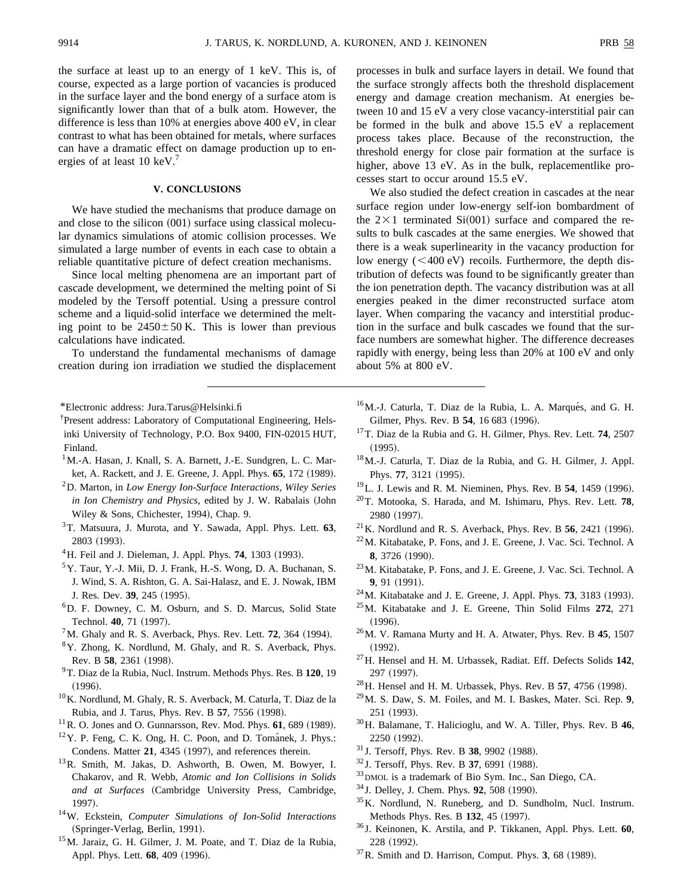the surface at least up to an energy of 1 keV. This is, of course, expected as a large portion of vacancies is produced in the surface layer and the bond energy of a surface atom is significantly lower than that of a bulk atom. However, the difference is less than 10% at energies above 400 eV, in clear contrast to what has been obtained for metals, where surfaces can have a dramatic effect on damage production up to energies of at least 10 keV.[7]

## V. CONCLUSIONS

We have studied the mechanisms that produce damage on and close to the silicon (001) surface using classical molecular dynamics simulations of atomic collision processes. We simulated a large number of events in each case to obtain a reliable quantitative picture of defect creation mechanisms.

Since local melting phenomena are an important part of cascade development, we determined the melting point of Si modeled by the Tersoff potential. Using a pressure control scheme and a liquid-solid interface we determined the melting point to be $2450 \pm 50$ K. This is lower than previous calculations have indicated.

To understand the fundamental mechanisms of damage creation during ion irradiation we studied the displacement processes in bulk and surface layers in detail. We found that the surface strongly affects both the threshold displacement energy and damage creation mechanism. At energies between 10 and 15 eV a very close vacancy-interstitial pair can be formed in the bulk and above 15.5 eV a replacement process takes place. Because of the reconstruction, the threshold energy for close pair formation at the surface is higher, above 13 eV. As in the bulk, replacementlike processes start to occur around 15.5 eV.

We also studied the defect creation in cascades at the near surface region under low-energy self-ion bombardment of the $2\times1$ terminated Si(001) surface and compared the results to bulk cascades at the same energies. We showed that there is a weak superlinearity in the vacancy production for low energy ($<400$ eV) recoils. Furthermore, the depth distribution of defects was found to be significantly greater than the ion penetration depth. The vacancy distribution was at all energies peaked in the dimer reconstructed surface atom layer. When comparing the vacancy and interstitial production in the surface and bulk cascades we found that the surface numbers are somewhat higher. The difference decreases rapidly with energy, being less than 20% at 100 eV and only about 5% at 800 eV.

---

*Electronic address: Jura.Tarus@Helsinki.fi

†Present address: Laboratory of Computational Engineering, Helsinki University of Technology, P.O. Box 9400, FIN-02015 HUT, Finland.

[1] M.-A. Hasan, J. Knall, S. A. Barnett, J.-E. Sundgren, L. C. Market, A. Rackett, and J. E. Greene, J. Appl. Phys. **65**, 172 (1989).

[2] D. Marton, in *Low Energy Ion-Surface Interactions, Wiley Series in Ion Chemistry and Physics*, edited by J. W. Rabalais (John Wiley & Sons, Chichester, 1994), Chap. 9.

[3] T. Matsuura, J. Murota, and Y. Sawada, Appl. Phys. Lett. **63**, 2803 (1993).

[4] H. Feil and J. Dieleman, J. Appl. Phys. **74**, 1303 (1993).

[5] Y. Taur, Y.-J. Mii, D. J. Frank, H.-S. Wong, D. A. Buchanan, S. J. Wind, S. A. Rishton, G. A. Sai-Halasz, and E. J. Nowak, IBM J. Res. Dev. **39**, 245 (1995).

[6] D. F. Downey, C. M. Osburn, and S. D. Marcus, Solid State Technol. **40**, 71 (1997).

[7] M. Ghaly and R. S. Averback, Phys. Rev. Lett. **72**, 364 (1994).

[8] Y. Zhong, K. Nordlund, M. Ghaly, and R. S. Averback, Phys. Rev. B **58**, 2361 (1998).

[9] T. Diaz de la Rubia, Nucl. Instrum. Methods Phys. Res. B **120**, 19 (1996).

[10] K. Nordlund, M. Ghaly, R. S. Averback, M. Caturla, T. Diaz de la Rubia, and J. Tarus, Phys. Rev. B **57**, 7556 (1998).

[11] R. O. Jones and O. Gunnarsson, Rev. Mod. Phys. **61**, 689 (1989).

[12] Y. P. Feng, C. K. Ong, H. C. Poon, and D. Tománek, J. Phys.: Condens. Matter **21**, 4345 (1997), and references therein.

[13] R. Smith, M. Jakas, D. Ashworth, B. Owen, M. Bowyer, I. Chakarov, and R. Webb, *Atomic and Ion Collisions in Solids and at Surfaces* (Cambridge University Press, Cambridge, 1997).

[14] W. Eckstein, *Computer Simulations of Ion-Solid Interactions* (Springer-Verlag, Berlin, 1991).

[15] M. Jaraiz, G. H. Gilmer, J. M. Poate, and T. Diaz de la Rubia, Appl. Phys. Lett. **68**, 409 (1996).

[16] M.-J. Caturla, T. Diaz de la Rubia, L. A. Marqués, and G. H. Gilmer, Phys. Rev. B **54**, 16 683 (1996).

[17] T. Diaz de la Rubia and G. H. Gilmer, Phys. Rev. Lett. **74**, 2507 (1995).

[18] M.-J. Caturla, T. Diaz de la Rubia, and G. H. Gilmer, J. Appl. Phys. **77**, 3121 (1995).

[19] L. J. Lewis and R. M. Nieminen, Phys. Rev. B **54**, 1459 (1996).

[20] T. Motooka, S. Harada, and M. Ishimaru, Phys. Rev. Lett. **78**, 2980 (1997).

[21] K. Nordlund and R. S. Averback, Phys. Rev. B **56**, 2421 (1996).

[22] M. Kitabatake, P. Fons, and J. E. Greene, J. Vac. Sci. Technol. A **8**, 3726 (1990).

[23] M. Kitabatake, P. Fons, and J. E. Greene, J. Vac. Sci. Technol. A **9**, 91 (1991).

[24] M. Kitabatake and J. E. Greene, J. Appl. Phys. **73**, 3183 (1993).

[25] M. Kitabatake and J. E. Greene, Thin Solid Films **272**, 271 (1996).

[26] M. V. Ramana Murty and H. A. Atwater, Phys. Rev. B **45**, 1507 (1992).

[27] H. Hensel and H. M. Urbassek, Radiat. Eff. Defects Solids **142**, 297 (1997).

[28] H. Hensel and H. M. Urbassek, Phys. Rev. B **57**, 4756 (1998).

[29] M. S. Daw, S. M. Foiles, and M. I. Baskes, Mater. Sci. Rep. **9**, 251 (1993).

[30] H. Balamane, T. Halicioglu, and W. A. Tiller, Phys. Rev. B **46**, 2250 (1992).

[31] J. Tersoff, Phys. Rev. B **38**, 9902 (1988).

[32] J. Tersoff, Phys. Rev. B **37**, 6991 (1988).

[33] DMOL is a trademark of Bio Sym. Inc., San Diego, CA.

[34] J. Delley, J. Chem. Phys. **92**, 508 (1990).

[35] K. Nordlund, N. Runeberg, and D. Sundholm, Nucl. Instrum. Methods Phys. Res. B **132**, 45 (1997).

[36] J. Keinonen, K. Arstila, and P. Tikkanen, Appl. Phys. Lett. **60**, 228 (1992).

[37] R. Smith and D. Harrison, Comput. Phys. **3**, 68 (1989).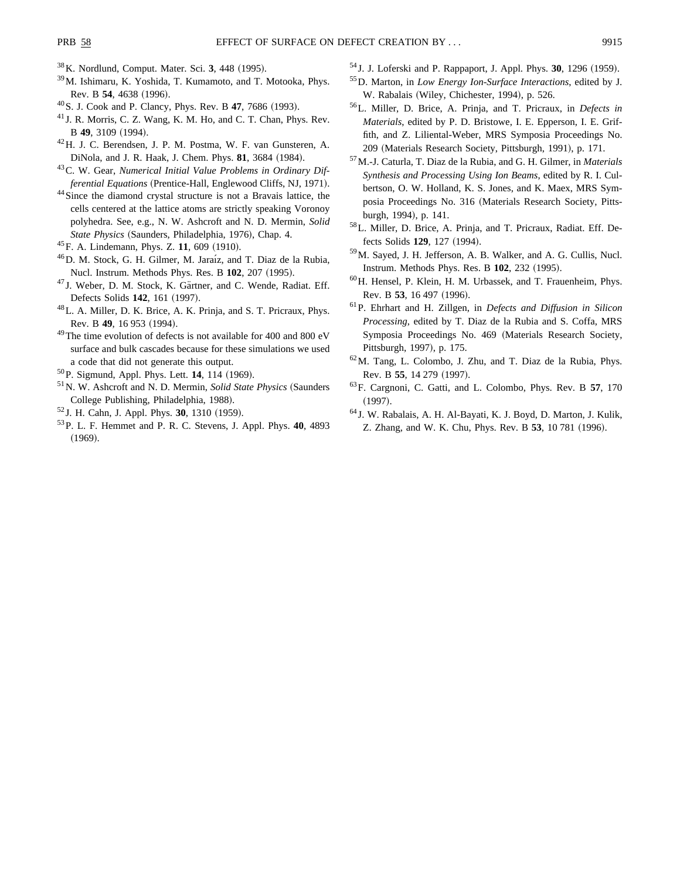[38] K. Nordlund, Comput. Mater. Sci. **3**, 448 (1995).

[39] M. Ishimaru, K. Yoshida, T. Kumamoto, and T. Motooka, Phys. Rev. B **54**, 4638 (1996).

[40] S. J. Cook and P. Clancy, Phys. Rev. B **47**, 7686 (1993).

[41] J. R. Morris, C. Z. Wang, K. M. Ho, and C. T. Chan, Phys. Rev. B **49**, 3109 (1994).

[42] H. J. C. Berendsen, J. P. M. Postma, W. F. van Gunsteren, A. DiNola, and J. R. Haak, J. Chem. Phys. **81**, 3684 (1984).

[43] C. W. Gear, *Numerical Initial Value Problems in Ordinary Differential Equations* (Prentice-Hall, Englewood Cliffs, NJ, 1971).

[44] Since the diamond crystal structure is not a Bravais lattice, the cells centered at the lattice atoms are strictly speaking Voronoy polyhedra. See, e.g., N. W. Ashcroft and N. D. Mermin, *Solid State Physics* (Saunders, Philadelphia, 1976), Chap. 4.

[45] F. A. Lindemann, Phys. Z. **11**, 609 (1910).

[46] D. M. Stock, G. H. Gilmer, M. Jaraíz, and T. Diaz de la Rubia, Nucl. Instrum. Methods Phys. Res. B **102**, 207 (1995).

[47] J. Weber, D. M. Stock, K. Gärtner, and C. Wende, Radiat. Eff. Defects Solids **142**, 161 (1997).

[48] L. A. Miller, D. K. Brice, A. K. Prinja, and S. T. Picraux, Phys. Rev. B **49**, 16 953 (1994).

[49] The time evolution of defects is not available for 400 and 800 eV surface and bulk cascades because for these simulations we used a code that did not generate this output.

[50] P. Sigmund, Appl. Phys. Lett. **14**, 114 (1969).

[51] N. W. Ashcroft and N. D. Mermin, *Solid State Physics* (Saunders College Publishing, Philadelphia, 1988).

[52] J. H. Cahn, J. Appl. Phys. **30**, 1310 (1959).

[53] P. L. F. Hemmet and P. R. C. Stevens, J. Appl. Phys. **40**, 4893 (1969).

[54] J. J. Loferski and P. Rappaport, J. Appl. Phys. **30**, 1296 (1959).

[55] D. Marton, in *Low Energy Ion-Surface Interactions*, edited by J. W. Rabalais (Wiley, Chichester, 1994), p. 526.

[56] L. Miller, D. Brice, A. Prinja, and T. Pricraux, in *Defects in Materials*, edited by P. D. Bristowe, I. E. Epperson, I. E. Griffith, and Z. Liliental-Weber, MRS Symposia Proceedings No. 209 (Materials Research Society, Pittsburgh, 1991), p. 171.

[57] M.-J. Caturla, T. Diaz de la Rubia, and G. H. Gilmer, in *Materials Synthesis and Processing Using Ion Beams*, edited by R. I. Culbertson, O. W. Holland, K. S. Jones, and K. Maex, MRS Symposia Proceedings No. 316 (Materials Research Society, Pittsburgh, 1994), p. 141.

[58] L. Miller, D. Brice, A. Prinja, and T. Pricraux, Radiat. Eff. Defects Solids **129**, 127 (1994).

[59] M. Sayed, J. H. Jefferson, A. B. Walker, and A. G. Cullis, Nucl. Instrum. Methods Phys. Res. B **102**, 232 (1995).

[60] H. Hensel, P. Klein, H. M. Urbassek, and T. Frauenheim, Phys. Rev. B **53**, 16 497 (1996).

[61] P. Ehrhart and H. Zillgen, in *Defects and Diffusion in Silicon Processing*, edited by T. Diaz de la Rubia and S. Coffa, MRS Symposia Proceedings No. 469 (Materials Research Society, Pittsburgh, 1997), p. 175.

[62] M. Tang, L. Colombo, J. Zhu, and T. Diaz de la Rubia, Phys. Rev. B **55**, 14 279 (1997).

[63] F. Cargnoni, C. Gatti, and L. Colombo, Phys. Rev. B **57**, 170 (1997).

[64] J. W. Rabalais, A. H. Al-Bayati, K. J. Boyd, D. Marton, J. Kulik, Z. Zhang, and W. K. Chu, Phys. Rev. B **53**, 10 781 (1996).